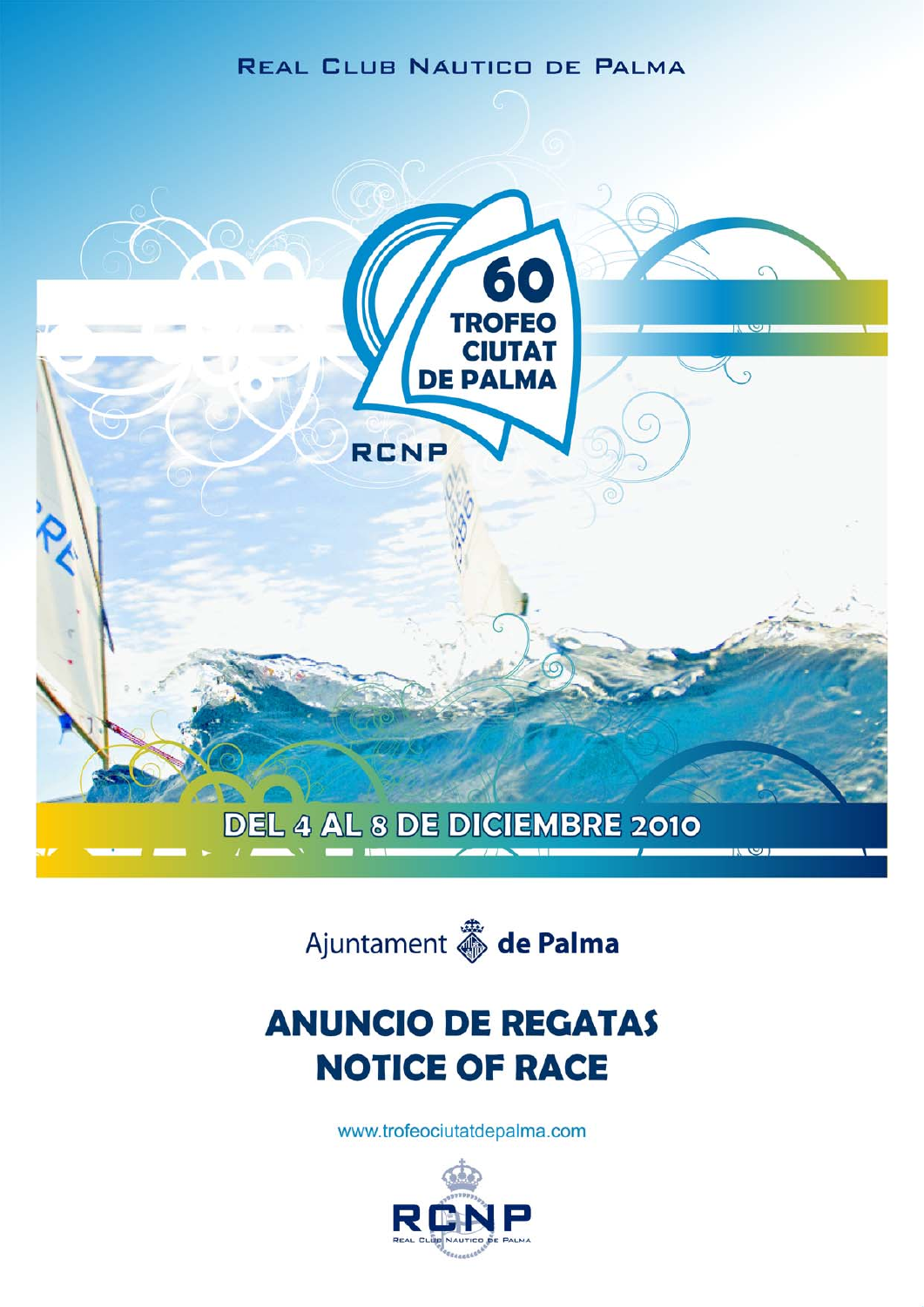REAL CLUB NAUTICO DE PALMA

# 60 TROFEO CIUTAT DE PALMA

RCNP

## DEL 4 AL 8 DE DICIEMBRE 2010

Ajuntament de Palma

# ANUNCIO DE REGATAS
# NOTICE OF RACE

www.trofeociutatdepalma.com

RCNP
REAL CLUB NAUTICO DE PALMA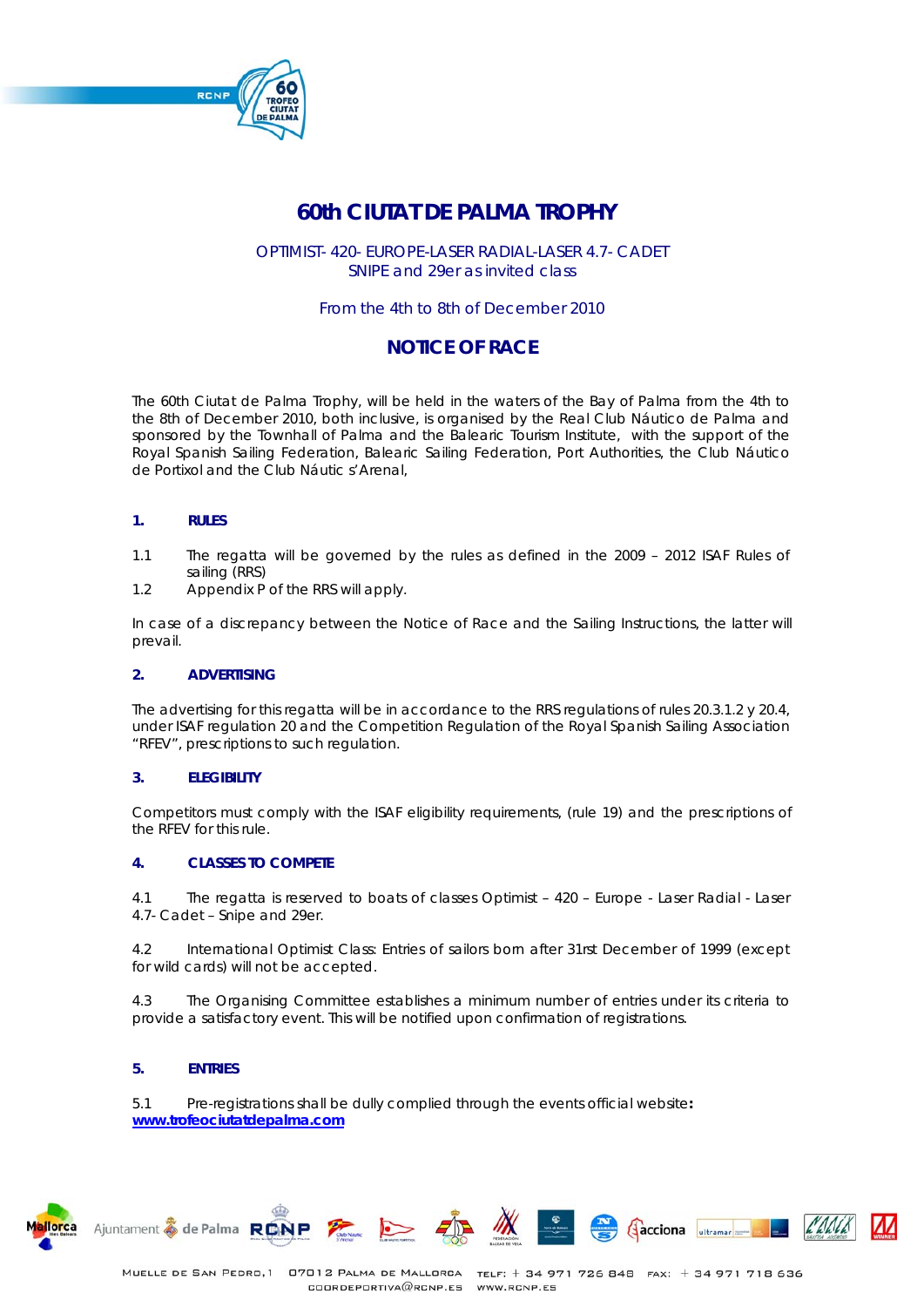# 60th CIUTAT DE PALMA TROPHY

OPTIMIST- 420- EUROPE-LASER RADIAL-LASER 4.7- CADET
SNIPE and 29er as invited class

From the 4th to 8th of December 2010

## NOTICE OF RACE

The 60th Ciutat de Palma Trophy, will be held in the waters of the Bay of Palma from the 4th to the 8th of December 2010, both inclusive, is organised by the Real Club Náutico de Palma and sponsored by the Townhall of Palma and the Balearic Tourism Institute, with the support of the Royal Spanish Sailing Federation, Balearic Sailing Federation, Port Authorities, the Club Náutico de Portixol and the Club Náutic s'Arenal,

### 1. RULES

1.1 The regatta will be governed by the rules as defined in the 2009 – 2012 ISAF Rules of sailing (RRS)

1.2 Appendix P of the RRS will apply.

In case of a discrepancy between the Notice of Race and the Sailing Instructions, the latter will prevail.

### 2. ADVERTISING

The advertising for this regatta will be in accordance to the RRS regulations of rules 20.3.1.2 y 20.4, under ISAF regulation 20 and the Competition Regulation of the Royal Spanish Sailing Association "RFEV", prescriptions to such regulation.

### 3. ELEGIBILITY

Competitors must comply with the ISAF eligibility requirements, (rule 19) and the prescriptions of the RFEV for this rule.

### 4. CLASSES TO COMPETE

4.1 The regatta is reserved to boats of classes Optimist – 420 – Europe - Laser Radial - Laser 4.7- Cadet – Snipe and 29er.

4.2 International Optimist Class: Entries of sailors born after 31rst December of 1999 (except for wild cards) will not be accepted.

4.3 The Organising Committee establishes a minimum number of entries under its criteria to provide a satisfactory event. This will be notified upon confirmation of registrations.

### 5. ENTRIES

5.1 Pre-registrations shall be dully complied through the events official website: **www.trofeociutatdepalma.com**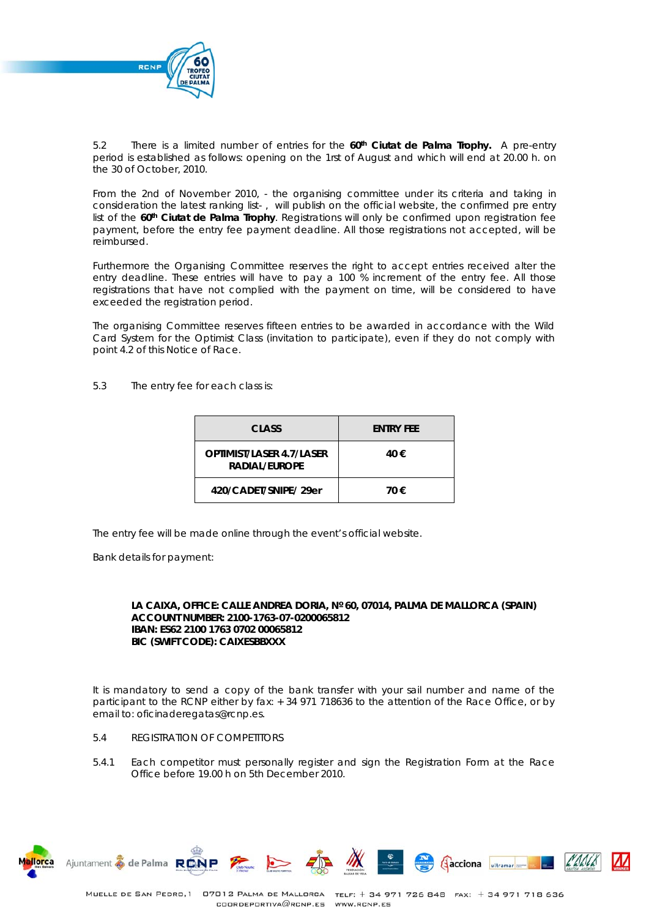5.2 There is a limited number of entries for the **60th Ciutat de Palma Trophy.** A pre-entry period is established as follows: opening on the 1rst of August and which will end at 20.00 h. on the 30 of October, 2010.

From the 2nd of November 2010, - the organising committee under its criteria and taking in consideration the latest ranking list- , will publish on the official website, the confirmed pre entry list of the **60th Ciutat de Palma Trophy**. Registrations will only be confirmed upon registration fee payment, before the entry fee payment deadline. All those registrations not accepted, will be reimbursed.

Furthermore the Organising Committee reserves the right to accept entries received alter the entry deadline. These entries will have to pay a 100 % increment of the entry fee. All those registrations that have not complied with the payment on time, will be considered to have exceeded the registration period.

The organising Committee reserves fifteen entries to be awarded in accordance with the Wild Card System for the Optimist Class (invitation to participate), even if they do not comply with point 4.2 of this Notice of Race.

5.3 The entry fee for each class is:

| CLASS | ENTRY FEE |
|---|---|
| OPTIMIST/LASER 4.7/LASER RADIAL/EUROPE | 40 € |
| 420/CADET/SNIPE/ 29er | 70 € |

The entry fee will be made online through the event's official website.

Bank details for payment:

**LA CAIXA, OFFICE: CALLE ANDREA DORIA, Nº 60, 07014, PALMA DE MALLORCA (SPAIN)**
**ACCOUNT NUMBER: 2100-1763-07-0200065812**
**IBAN: ES62 2100 1763 0702 00065812**
**BIC (SWIFT CODE): CAIXESBBXXX**

It is mandatory to send a copy of the bank transfer with your sail number and name of the participant to the RCNP either by fax: + 34 971 718636 to the attention of the Race Office, or by email to: oficinaderegatas@rcnp.es.

5.4 REGISTRATION OF COMPETITORS

5.4.1 Each competitor must personally register and sign the Registration Form at the Race Office before 19.00 h on 5th December 2010.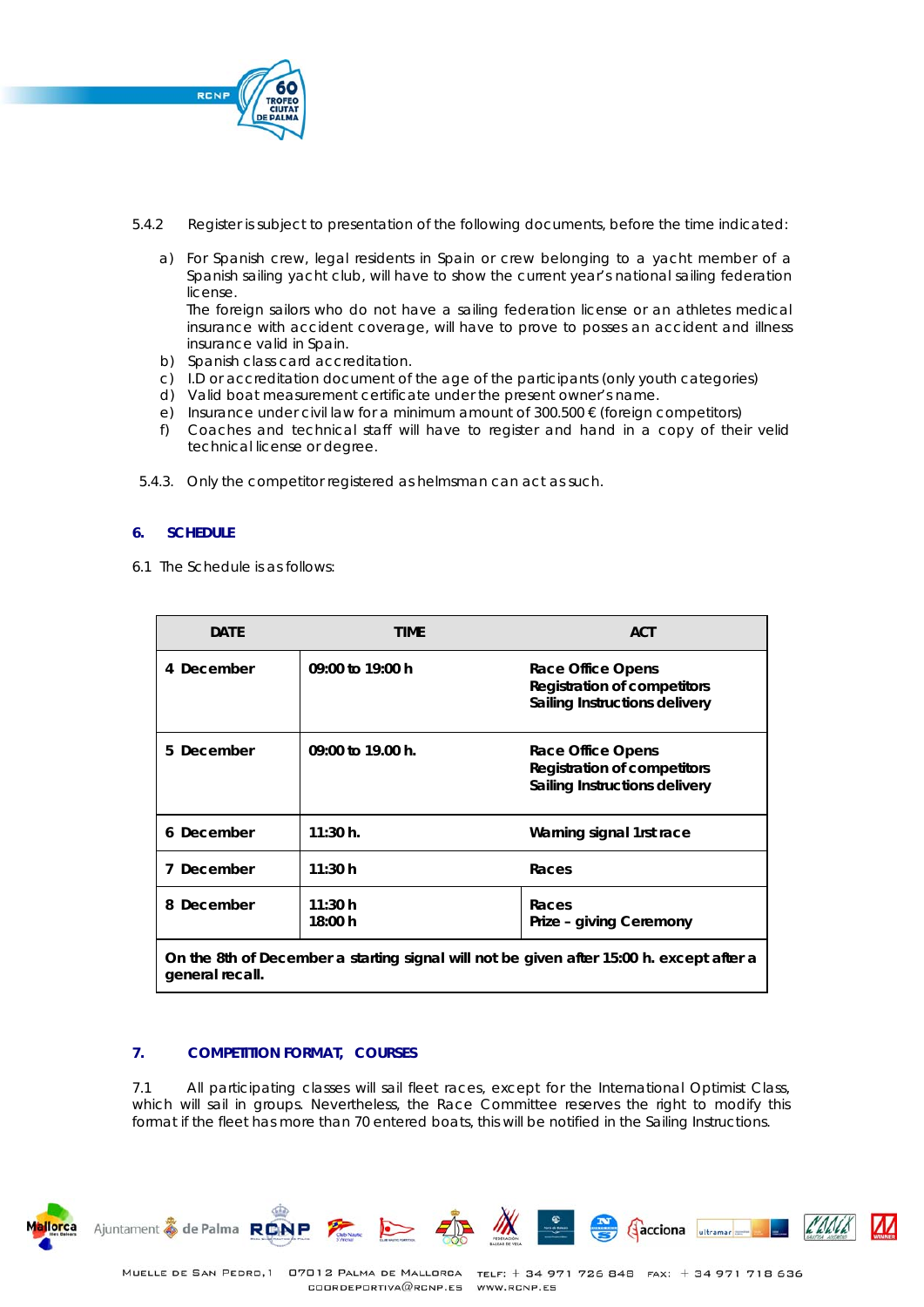5.4.2 Register is subject to presentation of the following documents, before the time indicated:

a) For Spanish crew, legal residents in Spain or crew belonging to a yacht member of a Spanish sailing yacht club, will have to show the current year's national sailing federation license.
The foreign sailors who do not have a sailing federation license or an athletes medical insurance with accident coverage, will have to prove to posses an accident and illness insurance valid in Spain.
b) Spanish class card accreditation.
c) I.D or accreditation document of the age of the participants (only youth categories)
d) Valid boat measurement certificate under the present owner's name.
e) Insurance under civil law for a minimum amount of 300.500 € (foreign competitors)
f) Coaches and technical staff will have to register and hand in a copy of their velid technical license or degree.

5.4.3. Only the competitor registered as helmsman can act as such.

## 6. SCHEDULE

6.1 The Schedule is as follows:

| DATE | TIME | ACT |
|---|---|---|
| **4 December** | **09:00 to 19:00 h** | **Race Office Opens**<br>**Registration of competitors**<br>**Sailing Instructions delivery** |
| **5 December** | **09:00 to 19.00 h.** | **Race Office Opens**<br>**Registration of competitors**<br>**Sailing Instructions delivery** |
| **6 December** | **11:30 h.** | **Warning signal 1rst race** |
| **7 December** | **11:30 h** | **Races** |
| **8 December** | **11:30 h**<br>**18:00 h** | **Races**<br>**Prize – giving Ceremony** |
| **On the 8th of December a starting signal will not be given after 15:00 h. except after a general recall.** | | |

## 7. COMPETITION FORMAT, COURSES

7.1 All participating classes will sail fleet races, except for the International Optimist Class, which will sail in groups. Nevertheless, the Race Committee reserves the right to modify this format if the fleet has more than 70 entered boats, this will be notified in the Sailing Instructions.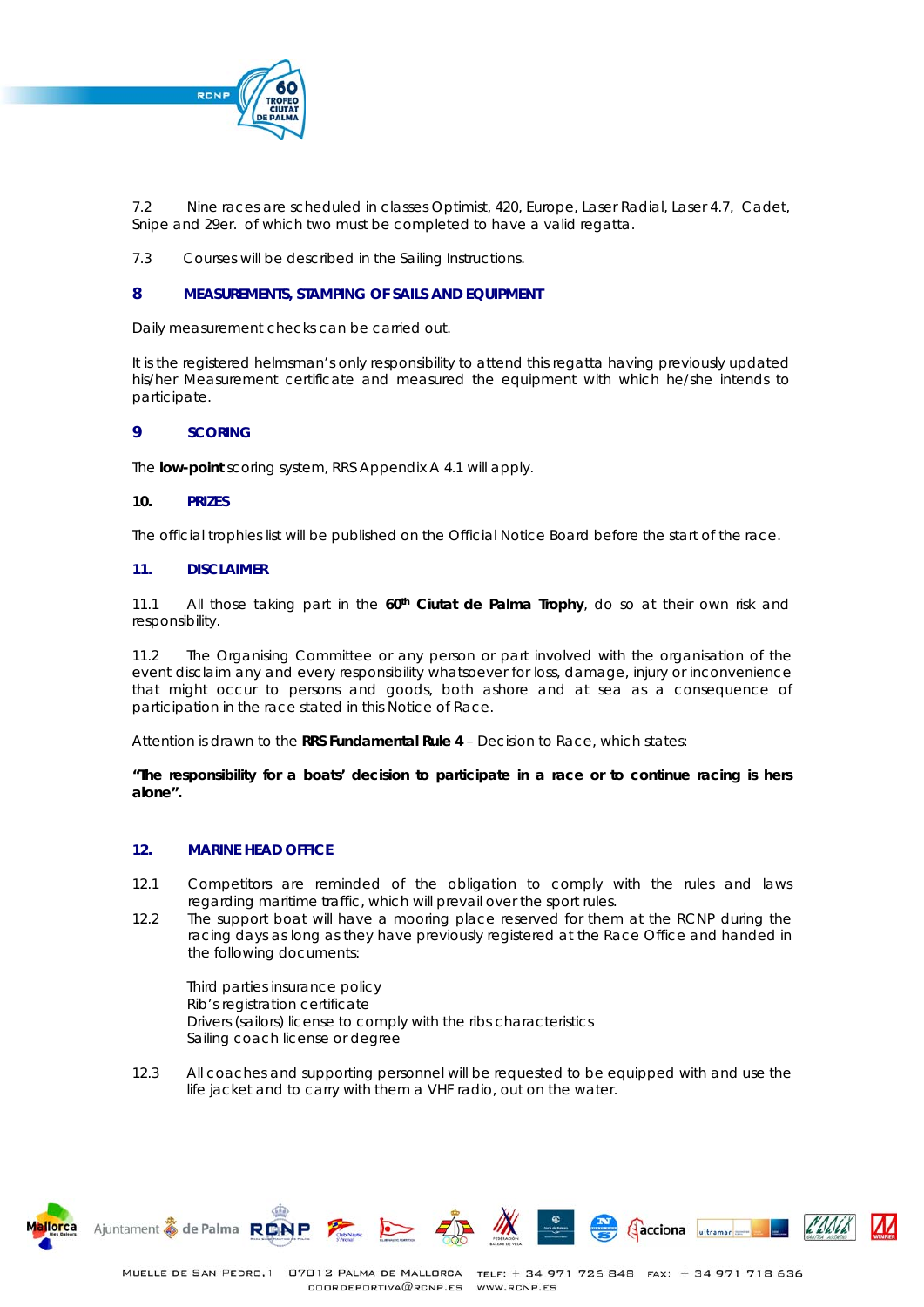7.2 Nine races are scheduled in classes Optimist, 420, Europe, Laser Radial, Laser 4.7, Cadet, Snipe and 29er. of which two must be completed to have a valid regatta.

7.3 Courses will be described in the Sailing Instructions.

## 8 MEASUREMENTS, STAMPING OF SAILS AND EQUIPMENT

Daily measurement checks can be carried out.

It is the registered helmsman's only responsibility to attend this regatta having previously updated his/her Measurement certificate and measured the equipment with which he/she intends to participate.

## 9 SCORING

The **low-point** scoring system, RRS Appendix A 4.1 will apply.

## 10. PRIZES

The official trophies list will be published on the Official Notice Board before the start of the race.

## 11. DISCLAIMER

11.1 All those taking part in the **60th Ciutat de Palma Trophy**, do so at their own risk and responsibility.

11.2 The Organising Committee or any person or part involved with the organisation of the event disclaim any and every responsibility whatsoever for loss, damage, injury or inconvenience that might occur to persons and goods, both ashore and at sea as a consequence of participation in the race stated in this Notice of Race.

Attention is drawn to the **RRS Fundamental Rule 4** – Decision to Race, which states:

**"The responsibility for a boats' decision to participate in a race or to continue racing is hers alone".**

## 12. MARINE HEAD OFFICE

12.1 Competitors are reminded of the obligation to comply with the rules and laws regarding maritime traffic, which will prevail over the sport rules.

12.2 The support boat will have a mooring place reserved for them at the RCNP during the racing days as long as they have previously registered at the Race Office and handed in the following documents:

Third parties insurance policy
Rib's registration certificate
Drivers (sailors) license to comply with the ribs characteristics
Sailing coach license or degree

12.3 All coaches and supporting personnel will be requested to be equipped with and use the life jacket and to carry with them a VHF radio, out on the water.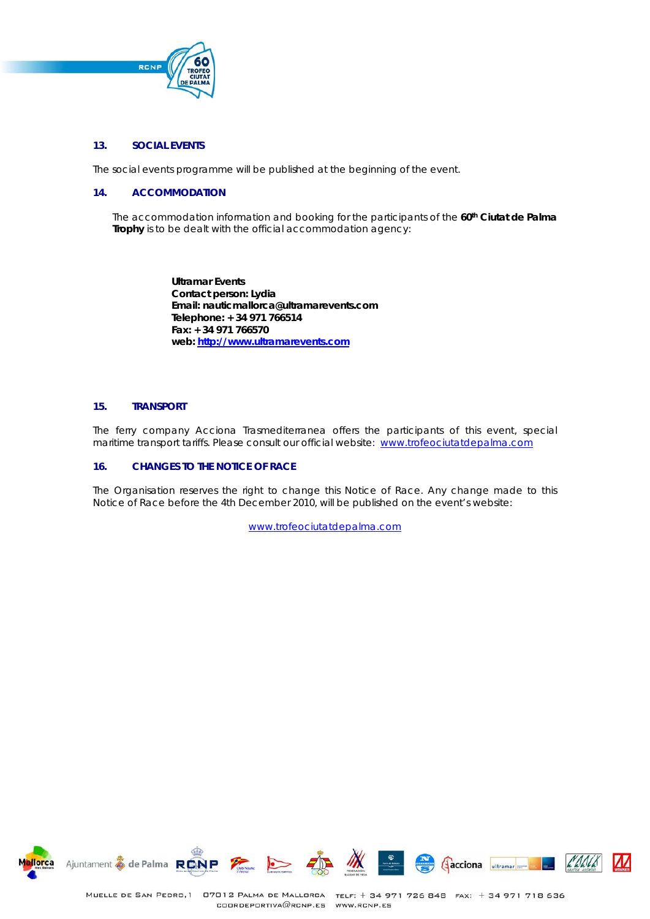## 13. SOCIAL EVENTS

The social events programme will be published at the beginning of the event.

## 14. ACCOMMODATION

The accommodation information and booking for the participants of the **60th Ciutat de Palma Trophy** is to be dealt with the official accommodation agency:

**Ultramar Events**
**Contact person: Lydia**
**Email: nauticmallorca@ultramarevents.com**
**Telephone: + 34 971 766514**
**Fax: + 34 971 766570**
**web: http://www.ultramarevents.com**

## 15. TRANSPORT

The ferry company Acciona Trasmediterranea offers the participants of this event, special maritime transport tariffs. Please consult our official website: www.trofeociutatdepalma.com

## 16. CHANGES TO THE NOTICE OF RACE

The Organisation reserves the right to change this Notice of Race. Any change made to this Notice of Race before the 4th December 2010, will be published on the event's website:

www.trofeociutatdepalma.com